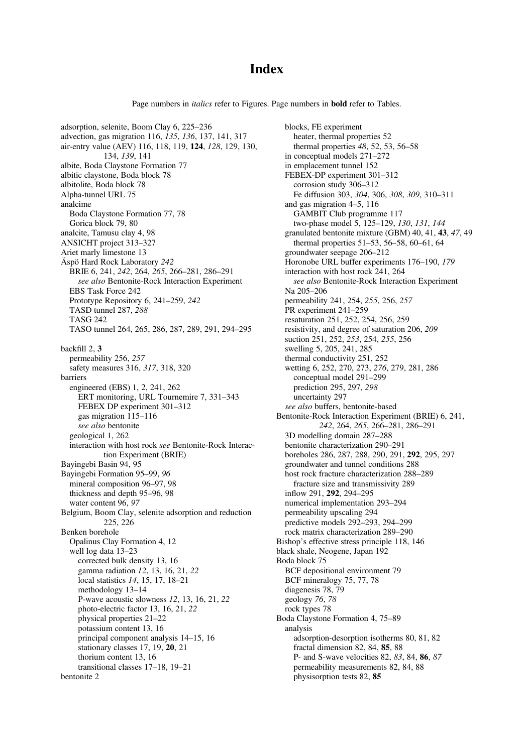# Index

Page numbers in *italics* refer to Figures. Page numbers in **bold** refer to Tables.

adsorption, selenite, Boom Clay 6, 225–236
advection, gas migration 116, *135*, *136*, 137, 141, 317
air-entry value (AEV) 116, 118, 119, **124**, *128*, 129, 130, 134, *139*, 141
albite, Boda Claystone Formation 77
albitic claystone, Boda block 78
albitolite, Boda block 78
Alpha-tunnel URL 75
analcime
  Boda Claystone Formation 77, 78
  Gorica block 79, 80
analcite, Tamusu clay 4, 98
ANSICHT project 313–327
Ariet marly limestone 13
Äspö Hard Rock Laboratory *242*
  BRIE 6, 241, *242*, 264, *265*, 266–281, 286–291
    *see also* Bentonite-Rock Interaction Experiment
  EBS Task Force 242
  Prototype Repository 6, 241–259, *242*
  TASD tunnel 287, *288*
  TASG 242
  TASO tunnel 264, 265, 286, 287, 289, 291, 294–295

backfill 2, **3**
  permeability 256, *257*
  safety measures 316, *317*, 318, 320
barriers
  engineered (EBS) 1, 2, 241, 262
    ERT monitoring, URL Tournemire 7, 331–343
    FEBEX DP experiment 301–312
    gas migration 115–116
    *see also* bentonite
  geological 1, 262
  interaction with host rock *see* Bentonite-Rock Interaction Experiment (BRIE)
Bayingebi Basin 94, 95
Bayingebi Formation 95–99, *96*
  mineral composition 96–97, 98
  thickness and depth 95–96, 98
  water content 96, *97*
Belgium, Boom Clay, selenite adsorption and reduction 225, 226
Benken borehole
  Opalinus Clay Formation 4, 12
  well log data 13–23
    corrected bulk density 13, 16
    gamma radiation *12*, 13, 16, 21, *22*
    local statistics *14*, 15, 17, 18–21
    methodology 13–14
    P-wave acoustic slowness *12*, 13, 16, 21, *22*
    photo-electric factor 13, 16, 21, *22*
    physical properties 21–22
    potassium content 13, 16
    principal component analysis 14–15, 16
    stationary classes 17, 19, **20**, 21
    thorium content 13, 16
    transitional classes 17–18, 19–21
bentonite 2
  blocks, FE experiment
    heater, thermal properties 52
    thermal properties *48*, 52, 53, 56–58
  in conceptual models 271–272
  in emplacement tunnel 152
  FEBEX-DP experiment 301–312
    corrosion study 306–312
    Fe diffusion 303, *304*, 306, *308*, *309*, 310–311
  and gas migration 4–5, 116
    GAMBIT Club programme 117
    two-phase model 5, 125–129, *130*, *131*, *144*
  granulated bentonite mixture (GBM) 40, 41, **43**, *47*, 49
    thermal properties 51–53, 56–58, 60–61, 64
  groundwater seepage 206–212
  Horonobe URL buffer experiments 176–190, *179*
  interaction with host rock 241, 264
    *see also* Bentonite-Rock Interaction Experiment
  Na 205–206
  permeability 241, 254, *255*, 256, *257*
  PR experiment 241–259
  resaturation 251, 252, 254, 256, 259
  resistivity, and degree of saturation 206, *209*
  suction 251, 252, *253*, 254, *255*, 256
  swelling 5, 205, 241, 285
  thermal conductivity 251, 252
  wetting 6, 252, 270, 273, *276*, 279, 281, 286
    conceptual model 291–299
    prediction 295, 297, *298*
    uncertainty 297
  *see also* buffers, bentonite-based
Bentonite-Rock Interaction Experiment (BRIE) 6, 241, *242*, 264, *265*, 266–281, 286–291
  3D modelling domain 287–288
  bentonite characterization 290–291
  boreholes 286, 287, 288, 290, 291, **292**, 295, 297
  groundwater and tunnel conditions 288
  host rock fracture characterization 288–289
    fracture size and transmissivity 289
  inflow 291, **292**, 294–295
  numerical implementation 293–294
  permeability upscaling 294
  predictive models 292–293, 294–299
  rock matrix characterization 289–290
Bishop's effective stress principle 118, 146
black shale, Neogene, Japan 192
Boda block 75
  BCF depositional environment 79
  BCF mineralogy 75, 77, 78
  diagenesis 78, 79
  geology *76*, *78*
  rock types 78
Boda Claystone Formation 4, 75–89
  analysis
    adsorption-desorption isotherms 80, 81, 82
    fractal dimension 82, 84, **85**, 88
    P- and S-wave velocities 82, *83*, 84, **86**, *87*
    permeability measurements 82, 84, 88
    physisorption tests 82, **85**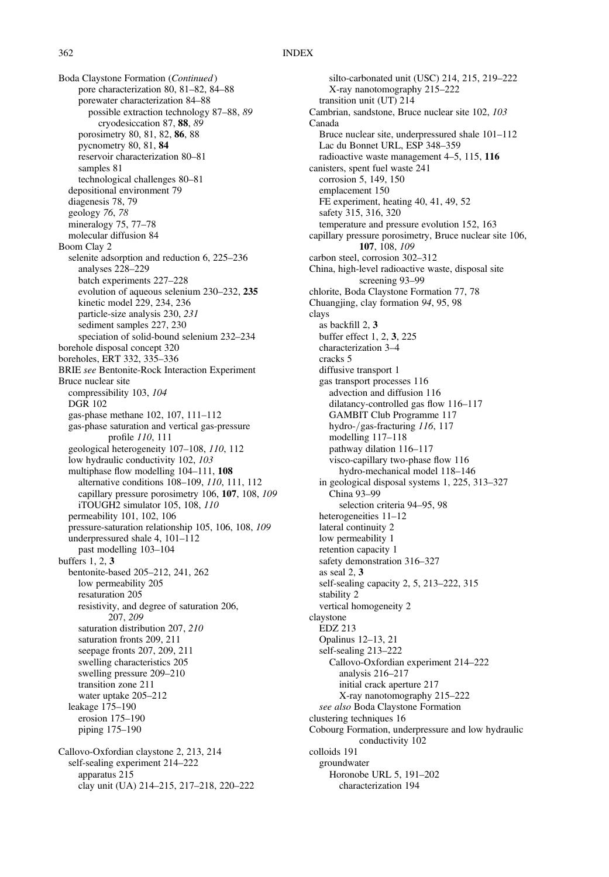Boda Claystone Formation (*Continued*)
- pore characterization 80, 81–82, 84–88
- porewater characterization 84–88
  - possible extraction technology 87–88, *89*
    - cryodesiccation 87, **88**, *89*
- porosimetry 80, 81, 82, **86**, 88
- pycnometry 80, 81, **84**
- reservoir characterization 80–81
- samples 81
- technological challenges 80–81
- depositional environment 79
- diagenesis 78, 79
- geology *76*, *78*
- mineralogy 75, 77–78
- molecular diffusion 84

Boom Clay 2
- selenite adsorption and reduction 6, 225–236
  - analyses 228–229
  - batch experiments 227–228
  - evolution of aqueous selenium 230–232, **235**
  - kinetic model 229, 234, 236
  - particle-size analysis 230, *231*
  - sediment samples 227, 230
  - speciation of solid-bound selenium 232–234

borehole disposal concept 320

boreholes, ERT 332, 335–336

BRIE *see* Bentonite-Rock Interaction Experiment

Bruce nuclear site
- compressibility 103, *104*
- DGR 102
- gas-phase methane 102, 107, 111–112
- gas-phase saturation and vertical gas-pressure profile *110*, 111
- geological heterogeneity 107–108, *110*, 112
- low hydraulic conductivity 102, *103*
- multiphase flow modelling 104–111, **108**
  - alternative conditions 108–109, *110*, 111, 112
  - capillary pressure porosimetry 106, **107**, 108, *109*
  - iTOUGH2 simulator 105, 108, *110*
- permeability 101, 102, 106
- pressure-saturation relationship 105, 106, 108, *109*
- underpressured shale 4, 101–112
  - past modelling 103–104

buffers 1, 2, **3**
- bentonite-based 205–212, 241, 262
  - low permeability 205
  - resaturation 205
  - resistivity, and degree of saturation 206, 207, *209*
  - saturation distribution 207, *210*
  - saturation fronts 209, 211
  - seepage fronts 207, 209, 211
  - swelling characteristics 205
  - swelling pressure 209–210
  - transition zone 211
  - water uptake 205–212
- leakage 175–190
  - erosion 175–190
  - piping 175–190

Callovo-Oxfordian claystone 2, 213, 214
- self-sealing experiment 214–222
  - apparatus 215
  - clay unit (UA) 214–215, 217–218, 220–222
  - silto-carbonated unit (USC) 214, 215, 219–222
  - X-ray nanotomography 215–222
- transition unit (UT) 214

Cambrian, sandstone, Bruce nuclear site 102, *103*

Canada
- Bruce nuclear site, underpressured shale 101–112
- Lac du Bonnet URL, ESP 348–359
- radioactive waste management 4–5, 115, **116**

canisters, spent fuel waste 241
- corrosion 5, 149, 150
- emplacement 150
- FE experiment, heating 40, 41, 49, 52
- safety 315, 316, 320
- temperature and pressure evolution 152, 163

capillary pressure porosimetry, Bruce nuclear site 106, **107**, 108, *109*

carbon steel, corrosion 302–312

China, high-level radioactive waste, disposal site screening 93–99

chlorite, Boda Claystone Formation 77, 78

Chuangjing, clay formation *94*, 95, 98

clays
- as backfill 2, **3**
- buffer effect 1, 2, **3**, 225
- characterization 3–4
- cracks 5
- diffusive transport 1
- gas transport processes 116
  - advection and diffusion 116
  - dilatancy-controlled gas flow 116–117
  - GAMBIT Club Programme 117
  - hydro-/gas-fracturing *116*, 117
  - modelling 117–118
  - pathway dilation 116–117
  - visco-capillary two-phase flow 116
    - hydro-mechanical model 118–146
- in geological disposal systems 1, 225, 313–327
  - China 93–99
    - selection criteria 94–95, 98
- heterogeneities 11–12
- lateral continuity 2
- low permeability 1
- retention capacity 1
- safety demonstration 316–327
- as seal 2, **3**
- self-sealing capacity 2, 5, 213–222, 315
- stability 2
- vertical homogeneity 2

claystone
- EDZ 213
- Opalinus 12–13, 21
- self-sealing 213–222
  - Callovo-Oxfordian experiment 214–222
    - analysis 216–217
    - initial crack aperture 217
    - X-ray nanotomography 215–222
- *see also* Boda Claystone Formation

clustering techniques 16

Cobourg Formation, underpressure and low hydraulic conductivity 102

colloids 191
- groundwater
  - Horonobe URL 5, 191–202
    - characterization 194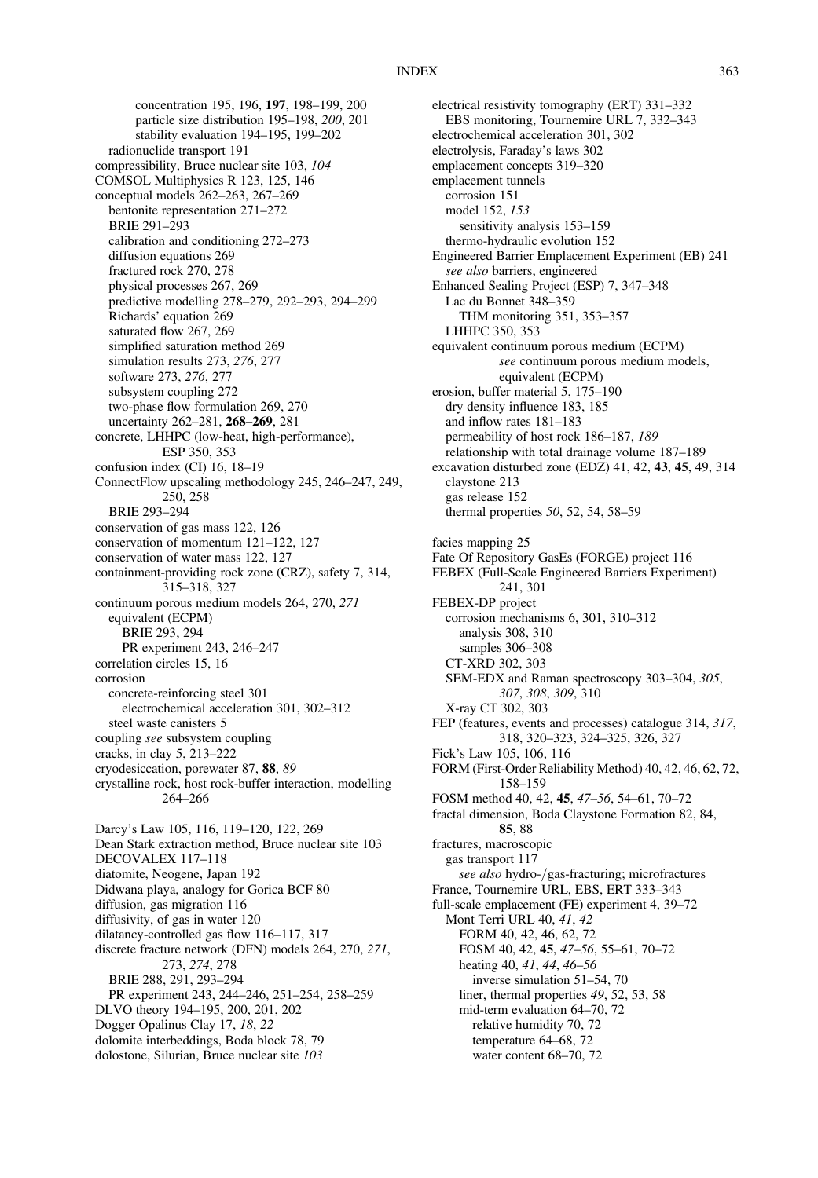concentration 195, 196, **197**, 198–199, 200
particle size distribution 195–198, *200*, 201
stability evaluation 194–195, 199–202
radionuclide transport 191
compressibility, Bruce nuclear site 103, *104*
COMSOL Multiphysics R 123, 125, 146
conceptual models 262–263, 267–269
bentonite representation 271–272
BRIE 291–293
calibration and conditioning 272–273
diffusion equations 269
fractured rock 270, 278
physical processes 267, 269
predictive modelling 278–279, 292–293, 294–299
Richards' equation 269
saturated flow 267, 269
simplified saturation method 269
simulation results 273, *276*, 277
software 273, *276*, 277
subsystem coupling 272
two-phase flow formulation 269, 270
uncertainty 262–281, **268–269**, 281
concrete, LHHPC (low-heat, high-performance), ESP 350, 353
confusion index (CI) 16, 18–19
ConnectFlow upscaling methodology 245, 246–247, 249, 250, 258
BRIE 293–294
conservation of gas mass 122, 126
conservation of momentum 121–122, 127
conservation of water mass 122, 127
containment-providing rock zone (CRZ), safety 7, 314, 315–318, 327
continuum porous medium models 264, 270, *271*
equivalent (ECPM)
BRIE 293, 294
PR experiment 243, 246–247
correlation circles 15, 16
corrosion
concrete-reinforcing steel 301
electrochemical acceleration 301, 302–312
steel waste canisters 5
coupling *see* subsystem coupling
cracks, in clay 5, 213–222
cryodesiccation, porewater 87, **88**, *89*
crystalline rock, host rock-buffer interaction, modelling 264–266

Darcy's Law 105, 116, 119–120, 122, 269
Dean Stark extraction method, Bruce nuclear site 103
DECOVALEX 117–118
diatomite, Neogene, Japan 192
Didwana playa, analogy for Gorica BCF 80
diffusion, gas migration 116
diffusivity, of gas in water 120
dilatancy-controlled gas flow 116–117, 317
discrete fracture network (DFN) models 264, 270, *271*, 273, *274*, 278
BRIE 288, 291, 293–294
PR experiment 243, 244–246, 251–254, 258–259
DLVO theory 194–195, 200, 201, 202
Dogger Opalinus Clay 17, *18*, *22*
dolomite interbeddings, Boda block 78, 79
dolostone, Silurian, Bruce nuclear site *103*

electrical resistivity tomography (ERT) 331–332
EBS monitoring, Tournemire URL 7, 332–343
electrochemical acceleration 301, 302
electrolysis, Faraday's laws 302
emplacement concepts 319–320
emplacement tunnels
corrosion 151
model 152, *153*
sensitivity analysis 153–159
thermo-hydraulic evolution 152
Engineered Barrier Emplacement Experiment (EB) 241
*see also* barriers, engineered
Enhanced Sealing Project (ESP) 7, 347–348
Lac du Bonnet 348–359
THM monitoring 351, 353–357
LHHPC 350, 353
equivalent continuum porous medium (ECPM) *see* continuum porous medium models, equivalent (ECPM)
erosion, buffer material 5, 175–190
dry density influence 183, 185
and inflow rates 181–183
permeability of host rock 186–187, *189*
relationship with total drainage volume 187–189
excavation disturbed zone (EDZ) 41, 42, **43**, **45**, 49, 314
claystone 213
gas release 152
thermal properties *50*, 52, 54, 58–59

facies mapping 25
Fate Of Repository GasEs (FORGE) project 116
FEBEX (Full-Scale Engineered Barriers Experiment) 241, 301
FEBEX-DP project
corrosion mechanisms 6, 301, 310–312
analysis 308, 310
samples 306–308
CT-XRD 302, 303
SEM-EDX and Raman spectroscopy 303–304, *305*, *307*, *308*, *309*, 310
X-ray CT 302, 303
FEP (features, events and processes) catalogue 314, *317*, 318, 320–323, 324–325, 326, 327
Fick's Law 105, 106, 116
FORM (First-Order Reliability Method) 40, 42, 46, 62, 72, 158–159
FOSM method 40, 42, **45**, *47–56*, 54–61, 70–72
fractal dimension, Boda Claystone Formation 82, 84, **85**, 88
fractures, macroscopic
gas transport 117
*see also* hydro-/gas-fracturing; microfractures
France, Tournemire URL, EBS, ERT 333–343
full-scale emplacement (FE) experiment 4, 39–72
Mont Terri URL 40, *41*, *42*
FORM 40, 42, 46, 62, 72
FOSM 40, 42, **45**, *47–56*, 55–61, 70–72
heating 40, *41*, *44*, *46–56*
inverse simulation 51–54, 70
liner, thermal properties *49*, 52, 53, 58
mid-term evaluation 64–70, 72
relative humidity 70, 72
temperature 64–68, 72
water content 68–70, 72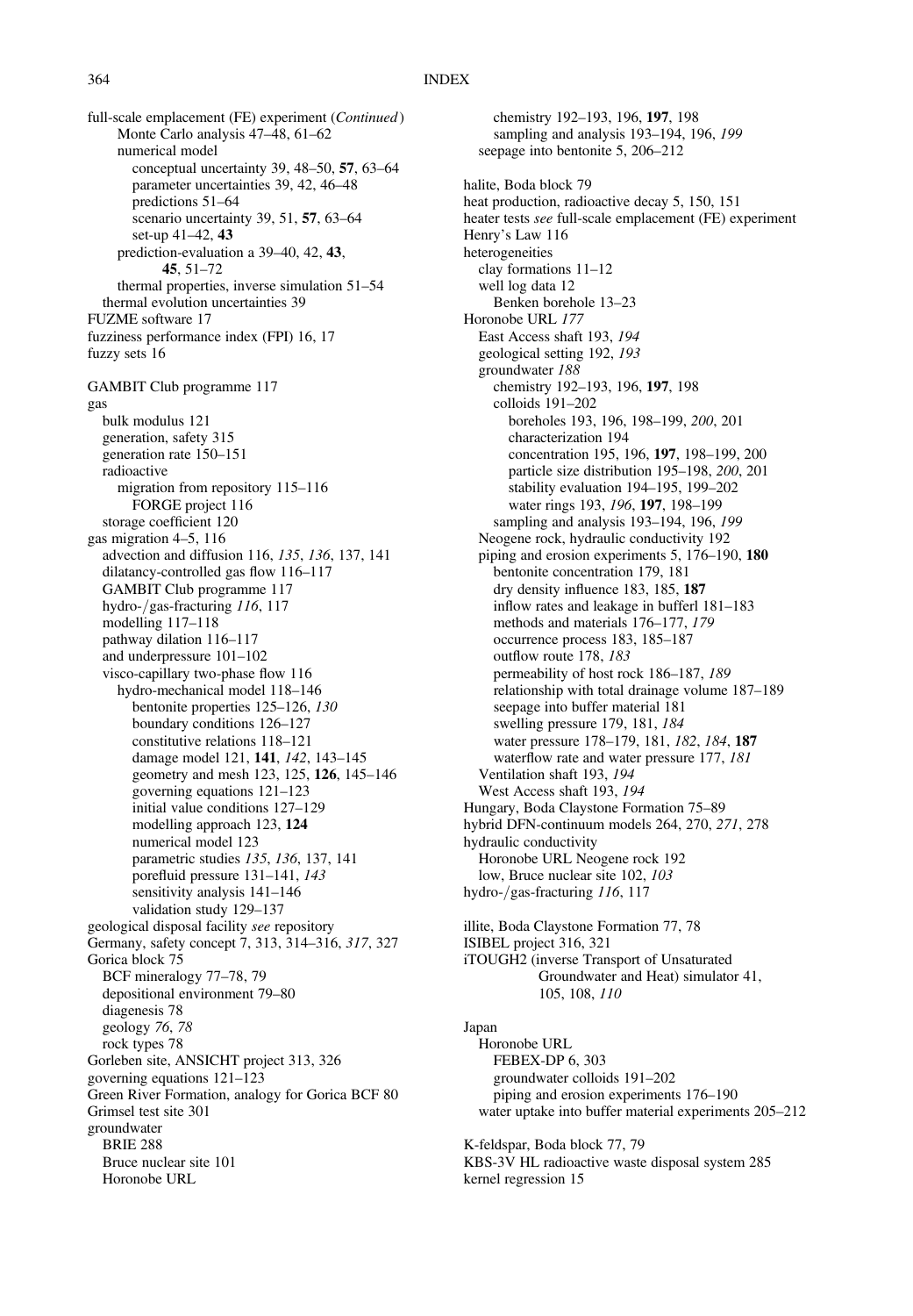full-scale emplacement (FE) experiment (*Continued*)
  Monte Carlo analysis 47–48, 61–62
  numerical model
    conceptual uncertainty 39, 48–50, **57**, 63–64
    parameter uncertainties 39, 42, 46–48
    predictions 51–64
    scenario uncertainty 39, 51, **57**, 63–64
    set-up 41–42, **43**
  prediction-evaluation a 39–40, 42, **43**, **45**, 51–72
  thermal properties, inverse simulation 51–54
 thermal evolution uncertainties 39
FUZME software 17
fuzziness performance index (FPI) 16, 17
fuzzy sets 16

GAMBIT Club programme 117
gas
 bulk modulus 121
 generation, safety 315
 generation rate 150–151
 radioactive
  migration from repository 115–116
   FORGE project 116
 storage coefficient 120
gas migration 4–5, 116
 advection and diffusion 116, *135*, *136*, 137, 141
 dilatancy-controlled gas flow 116–117
 GAMBIT Club programme 117
 hydro-/gas-fracturing *116*, 117
 modelling 117–118
 pathway dilation 116–117
 and underpressure 101–102
 visco-capillary two-phase flow 116
  hydro-mechanical model 118–146
   bentonite properties 125–126, *130*
   boundary conditions 126–127
   constitutive relations 118–121
   damage model 121, **141**, *142*, 143–145
   geometry and mesh 123, 125, **126**, 145–146
   governing equations 121–123
   initial value conditions 127–129
   modelling approach 123, **124**
   numerical model 123
   parametric studies *135*, *136*, 137, 141
   porefluid pressure 131–141, *143*
   sensitivity analysis 141–146
   validation study 129–137
geological disposal facility *see* repository
Germany, safety concept 7, 313, 314–316, *317*, 327
Gorica block 75
 BCF mineralogy 77–78, 79
 depositional environment 79–80
 diagenesis 78
 geology *76*, *78*
 rock types 78
Gorleben site, ANSICHT project 313, 326
governing equations 121–123
Green River Formation, analogy for Gorica BCF 80
Grimsel test site 301
groundwater
 BRIE 288
 Bruce nuclear site 101
 Horonobe URL
  chemistry 192–193, 196, **197**, 198
  sampling and analysis 193–194, 196, *199*
 seepage into bentonite 5, 206–212

halite, Boda block 79
heat production, radioactive decay 5, 150, 151
heater tests *see* full-scale emplacement (FE) experiment
Henry's Law 116
heterogeneities
 clay formations 11–12
 well log data 12
  Benken borehole 13–23
Horonobe URL *177*
 East Access shaft 193, *194*
 geological setting 192, *193*
 groundwater *188*
  chemistry 192–193, 196, **197**, 198
  colloids 191–202
   boreholes 193, 196, 198–199, *200*, 201
   characterization 194
   concentration 195, 196, **197**, 198–199, 200
   particle size distribution 195–198, *200*, 201
   stability evaluation 194–195, 199–202
   water rings 193, *196*, **197**, 198–199
  sampling and analysis 193–194, 196, *199*
 Neogene rock, hydraulic conductivity 192
 piping and erosion experiments 5, 176–190, **180**
  bentonite concentration 179, 181
  dry density influence 183, 185, **187**
  inflow rates and leakage in bufferl 181–183
  methods and materials 176–177, *179*
  occurrence process 183, 185–187
  outflow route 178, *183*
  permeability of host rock 186–187, *189*
  relationship with total drainage volume 187–189
  seepage into buffer material 181
  swelling pressure 179, 181, *184*
  water pressure 178–179, 181, *182*, *184*, **187**
  waterflow rate and water pressure 177, *181*
 Ventilation shaft 193, *194*
 West Access shaft 193, *194*
Hungary, Boda Claystone Formation 75–89
hybrid DFN-continuum models 264, 270, *271*, 278
hydraulic conductivity
 Horonobe URL Neogene rock 192
 low, Bruce nuclear site 102, *103*
hydro-/gas-fracturing *116*, 117

illite, Boda Claystone Formation 77, 78
ISIBEL project 316, 321
iTOUGH2 (inverse Transport of Unsaturated Groundwater and Heat) simulator 41, 105, 108, *110*

Japan
 Horonobe URL
  FEBEX-DP 6, 303
  groundwater colloids 191–202
  piping and erosion experiments 176–190
 water uptake into buffer material experiments 205–212

K-feldspar, Boda block 77, 79
KBS-3V HL radioactive waste disposal system 285
kernel regression 15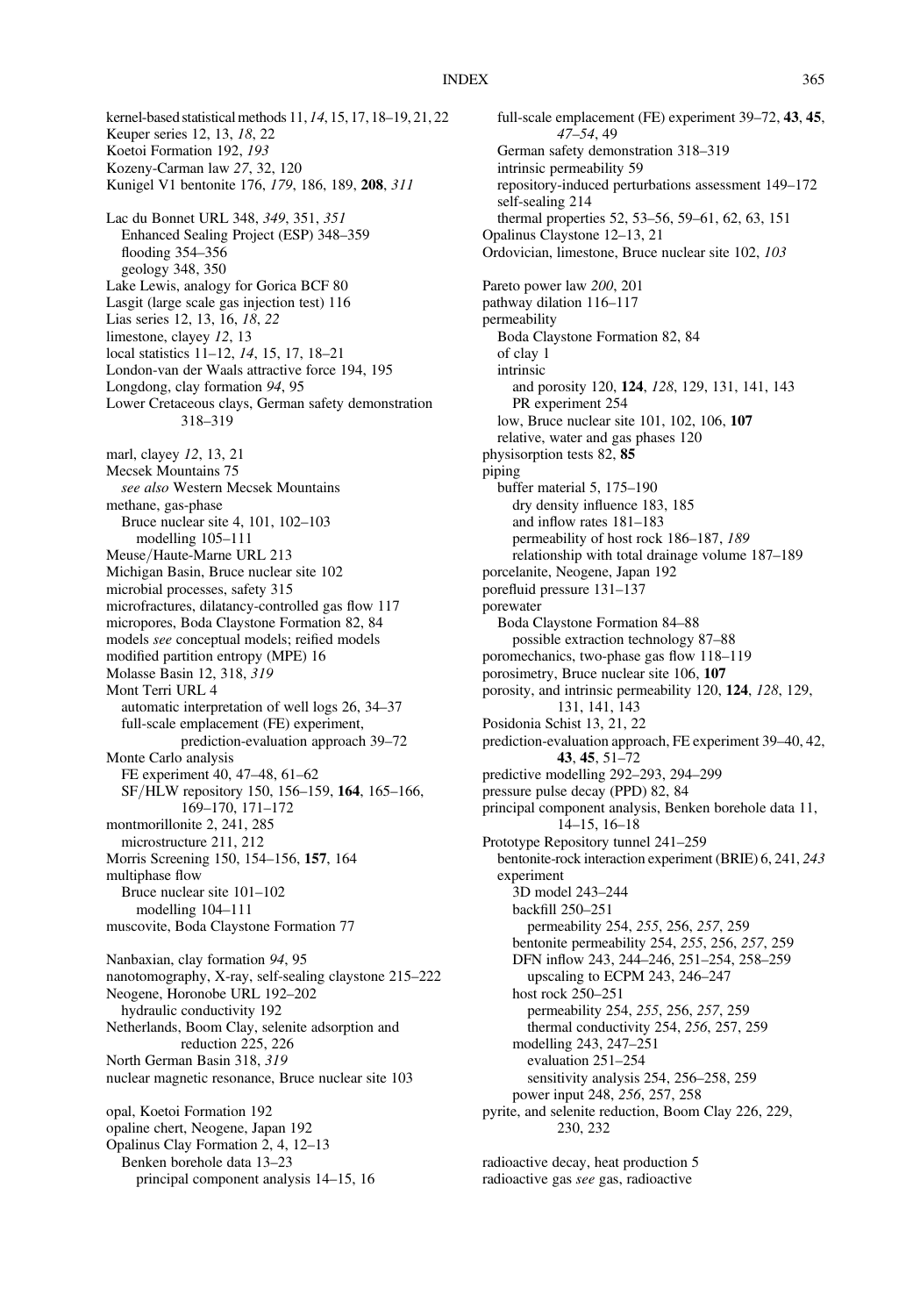kernel-based statistical methods 11, *14*, 15, 17, 18–19, 21, 22
Keuper series 12, 13, *18*, 22
Koetoi Formation 192, *193*
Kozeny-Carman law *27*, 32, 120
Kunigel V1 bentonite 176, *179*, 186, 189, **208**, *311*

Lac du Bonnet URL 348, *349*, 351, *351*
  Enhanced Sealing Project (ESP) 348–359
  flooding 354–356
  geology 348, 350
Lake Lewis, analogy for Gorica BCF 80
Lasgit (large scale gas injection test) 116
Lias series 12, 13, 16, *18*, *22*
limestone, clayey *12*, 13
local statistics 11–12, *14*, 15, 17, 18–21
London-van der Waals attractive force 194, 195
Longdong, clay formation *94*, 95
Lower Cretaceous clays, German safety demonstration 318–319

marl, clayey *12*, 13, 21
Mecsek Mountains 75
  *see also* Western Mecsek Mountains
methane, gas-phase
  Bruce nuclear site 4, 101, 102–103
    modelling 105–111
Meuse/Haute-Marne URL 213
Michigan Basin, Bruce nuclear site 102
microbial processes, safety 315
microfractures, dilatancy-controlled gas flow 117
micropores, Boda Claystone Formation 82, 84
models *see* conceptual models; reified models
modified partition entropy (MPE) 16
Molasse Basin 12, 318, *319*
Mont Terri URL 4
  automatic interpretation of well logs 26, 34–37
  full-scale emplacement (FE) experiment, prediction-evaluation approach 39–72
Monte Carlo analysis
  FE experiment 40, 47–48, 61–62
  SF/HLW repository 150, 156–159, **164**, 165–166, 169–170, 171–172
montmorillonite 2, 241, 285
  microstructure 211, 212
Morris Screening 150, 154–156, **157**, 164
multiphase flow
  Bruce nuclear site 101–102
    modelling 104–111
muscovite, Boda Claystone Formation 77

Nanbaxian, clay formation *94*, 95
nanotomography, X-ray, self-sealing claystone 215–222
Neogene, Horonobe URL 192–202
  hydraulic conductivity 192
Netherlands, Boom Clay, selenite adsorption and reduction 225, 226
North German Basin 318, *319*
nuclear magnetic resonance, Bruce nuclear site 103

opal, Koetoi Formation 192
opaline chert, Neogene, Japan 192
Opalinus Clay Formation 2, 4, 12–13
  Benken borehole data 13–23
    principal component analysis 14–15, 16
  full-scale emplacement (FE) experiment 39–72, **43**, **45**, *47–54*, 49
  German safety demonstration 318–319
  intrinsic permeability 59
  repository-induced perturbations assessment 149–172
  self-sealing 214
  thermal properties 52, 53–56, 59–61, 62, 63, 151
Opalinus Claystone 12–13, 21
Ordovician, limestone, Bruce nuclear site 102, *103*

Pareto power law *200*, 201
pathway dilation 116–117
permeability
  Boda Claystone Formation 82, 84
  of clay 1
  intrinsic
    and porosity 120, **124**, *128*, 129, 131, 141, 143
    PR experiment 254
  low, Bruce nuclear site 101, 102, 106, **107**
  relative, water and gas phases 120
physisorption tests 82, **85**
piping
  buffer material 5, 175–190
    dry density influence 183, 185
    and inflow rates 181–183
    permeability of host rock 186–187, *189*
    relationship with total drainage volume 187–189
porcelanite, Neogene, Japan 192
porefluid pressure 131–137
porewater
  Boda Claystone Formation 84–88
    possible extraction technology 87–88
poromechanics, two-phase gas flow 118–119
porosimetry, Bruce nuclear site 106, **107**
porosity, and intrinsic permeability 120, **124**, *128*, 129, 131, 141, 143
Posidonia Schist 13, 21, 22
prediction-evaluation approach, FE experiment 39–40, 42, **43**, **45**, 51–72
predictive modelling 292–293, 294–299
pressure pulse decay (PPD) 82, 84
principal component analysis, Benken borehole data 11, 14–15, 16–18
Prototype Repository tunnel 241–259
  bentonite-rock interaction experiment (BRIE) 6, 241, *243*
  experiment
    3D model 243–244
    backfill 250–251
      permeability 254, *255*, 256, *257*, 259
    bentonite permeability 254, *255*, 256, *257*, 259
    DFN inflow 243, 244–246, 251–254, 258–259
      upscaling to ECPM 243, 246–247
    host rock 250–251
      permeability 254, *255*, 256, *257*, 259
      thermal conductivity 254, *256*, 257, 259
    modelling 243, 247–251
      evaluation 251–254
      sensitivity analysis 254, 256–258, 259
    power input 248, *256*, 257, 258
pyrite, and selenite reduction, Boom Clay 226, 229, 230, 232

radioactive decay, heat production 5
radioactive gas *see* gas, radioactive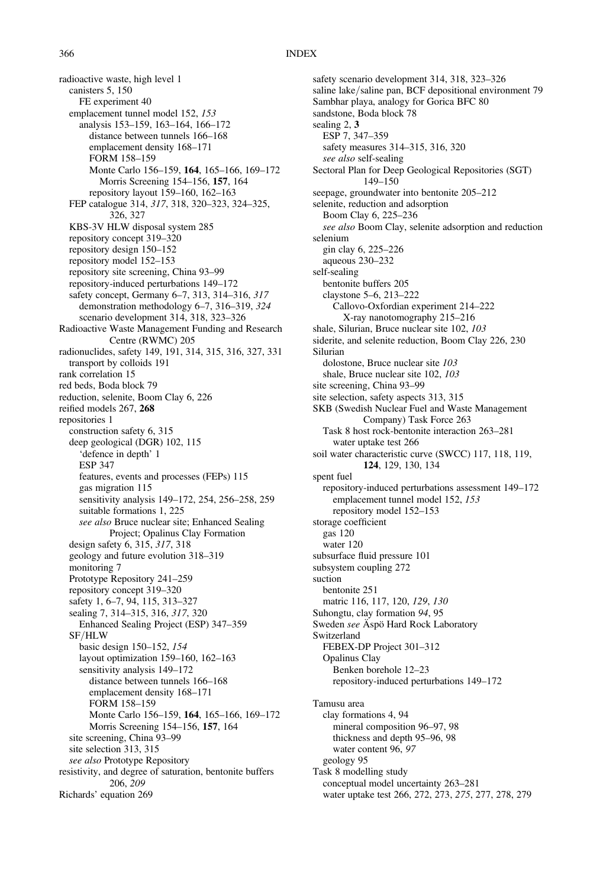radioactive waste, high level 1
  canisters 5, 150
    FE experiment 40
  emplacement tunnel model 152, *153*
    analysis 153–159, 163–164, 166–172
      distance between tunnels 166–168
      emplacement density 168–171
      FORM 158–159
      Monte Carlo 156–159, **164**, 165–166, 169–172
        Morris Screening 154–156, **157**, 164
      repository layout 159–160, 162–163
  FEP catalogue 314, *317*, 318, 320–323, 324–325, 326, 327
  KBS-3V HLW disposal system 285
  repository concept 319–320
  repository design 150–152
  repository model 152–153
  repository site screening, China 93–99
  repository-induced perturbations 149–172
  safety concept, Germany 6–7, 313, 314–316, *317*
    demonstration methodology 6–7, 316–319, *324*
    scenario development 314, 318, 323–326
Radioactive Waste Management Funding and Research Centre (RWMC) 205
radionuclides, safety 149, 191, 314, 315, 316, 327, 331
  transport by colloids 191
rank correlation 15
red beds, Boda block 79
reduction, selenite, Boom Clay 6, 226
reified models 267, **268**
repositories 1
  construction safety 6, 315
  deep geological (DGR) 102, 115
    'defence in depth' 1
    ESP 347
    features, events and processes (FEPs) 115
    gas migration 115
    sensitivity analysis 149–172, 254, 256–258, 259
    suitable formations 1, 225
    *see also* Bruce nuclear site; Enhanced Sealing Project; Opalinus Clay Formation
  design safety 6, 315, *317*, 318
  geology and future evolution 318–319
  monitoring 7
  Prototype Repository 241–259
  repository concept 319–320
  safety 1, 6–7, 94, 115, 313–327
  sealing 7, 314–315, 316, *317*, 320
    Enhanced Sealing Project (ESP) 347–359
  SF/HLW
    basic design 150–152, *154*
    layout optimization 159–160, 162–163
    sensitivity analysis 149–172
      distance between tunnels 166–168
      emplacement density 168–171
      FORM 158–159
      Monte Carlo 156–159, **164**, 165–166, 169–172
      Morris Screening 154–156, **157**, 164
  site screening, China 93–99
  site selection 313, 315
  *see also* Prototype Repository
resistivity, and degree of saturation, bentonite buffers 206, *209*
Richards' equation 269

safety scenario development 314, 318, 323–326
saline lake/saline pan, BCF depositional environment 79
Sambhar playa, analogy for Gorica BFC 80
sandstone, Boda block 78
sealing 2, **3**
  ESP 7, 347–359
  safety measures 314–315, 316, 320
  *see also* self-sealing
Sectoral Plan for Deep Geological Repositories (SGT) 149–150
seepage, groundwater into bentonite 205–212
selenite, reduction and adsorption
  Boom Clay 6, 225–236
  *see also* Boom Clay, selenite adsorption and reduction
selenium
  gin clay 6, 225–226
  aqueous 230–232
self-sealing
  bentonite buffers 205
  claystone 5–6, 213–222
    Callovo-Oxfordian experiment 214–222
      X-ray nanotomography 215–216
shale, Silurian, Bruce nuclear site 102, *103*
siderite, and selenite reduction, Boom Clay 226, 230
Silurian
  dolostone, Bruce nuclear site *103*
  shale, Bruce nuclear site 102, *103*
site screening, China 93–99
site selection, safety aspects 313, 315
SKB (Swedish Nuclear Fuel and Waste Management Company) Task Force 263
  Task 8 host rock-bentonite interaction 263–281
    water uptake test 266
soil water characteristic curve (SWCC) 117, 118, 119, **124**, 129, 130, 134
spent fuel
  repository-induced perturbations assessment 149–172
    emplacement tunnel model 152, *153*
    repository model 152–153
storage coefficient
  gas 120
  water 120
subsurface fluid pressure 101
subsystem coupling 272
suction
  bentonite 251
  matric 116, 117, 120, *129*, *130*
Suhongtu, clay formation *94*, 95
Sweden *see* Äspö Hard Rock Laboratory
Switzerland
  FEBEX-DP Project 301–312
  Opalinus Clay
    Benken borehole 12–23
    repository-induced perturbations 149–172

Tamusu area
  clay formations 4, 94
    mineral composition 96–97, 98
    thickness and depth 95–96, 98
    water content 96, *97*
  geology 95
Task 8 modelling study
  conceptual model uncertainty 263–281
  water uptake test 266, 272, 273, *275*, 277, 278, 279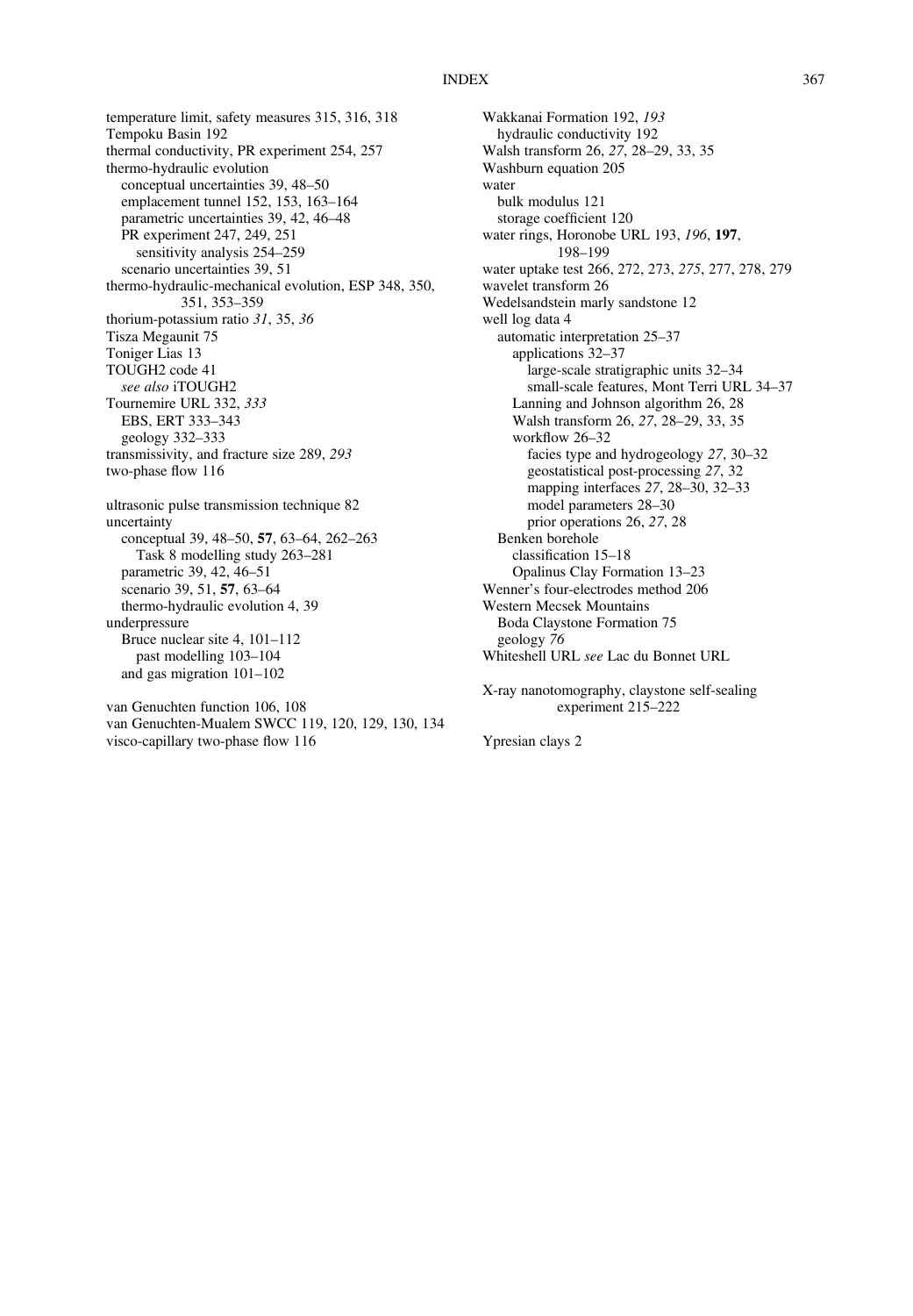temperature limit, safety measures 315, 316, 318
Tempoku Basin 192
thermal conductivity, PR experiment 254, 257
thermo-hydraulic evolution
  conceptual uncertainties 39, 48–50
  emplacement tunnel 152, 153, 163–164
  parametric uncertainties 39, 42, 46–48
  PR experiment 247, 249, 251
    sensitivity analysis 254–259
  scenario uncertainties 39, 51
thermo-hydraulic-mechanical evolution, ESP 348, 350, 351, 353–359
thorium-potassium ratio *31*, 35, *36*
Tisza Megaunit 75
Toniger Lias 13
TOUGH2 code 41
  *see also* iTOUGH2
Tournemire URL 332, *333*
  EBS, ERT 333–343
  geology 332–333
transmissivity, and fracture size 289, *293*
two-phase flow 116

ultrasonic pulse transmission technique 82
uncertainty
  conceptual 39, 48–50, **57**, 63–64, 262–263
    Task 8 modelling study 263–281
  parametric 39, 42, 46–51
  scenario 39, 51, **57**, 63–64
  thermo-hydraulic evolution 4, 39
underpressure
  Bruce nuclear site 4, 101–112
    past modelling 103–104
  and gas migration 101–102

van Genuchten function 106, 108
van Genuchten-Mualem SWCC 119, 120, 129, 130, 134
visco-capillary two-phase flow 116

Wakkanai Formation 192, *193*
  hydraulic conductivity 192
Walsh transform 26, *27*, 28–29, 33, 35
Washburn equation 205
water
  bulk modulus 121
  storage coefficient 120
water rings, Horonobe URL 193, *196*, **197**, 198–199
water uptake test 266, 272, 273, *275*, 277, 278, 279
wavelet transform 26
Wedelsandstein marly sandstone 12
well log data 4
  automatic interpretation 25–37
    applications 32–37
      large-scale stratigraphic units 32–34
      small-scale features, Mont Terri URL 34–37
    Lanning and Johnson algorithm 26, 28
    Walsh transform 26, *27*, 28–29, 33, 35
    workflow 26–32
      facies type and hydrogeology *27*, 30–32
      geostatistical post-processing *27*, 32
      mapping interfaces *27*, 28–30, 32–33
      model parameters 28–30
      prior operations 26, *27*, 28
  Benken borehole
    classification 15–18
    Opalinus Clay Formation 13–23
Wenner's four-electrodes method 206
Western Mecsek Mountains
  Boda Claystone Formation 75
  geology *76*
Whiteshell URL *see* Lac du Bonnet URL

X-ray nanotomography, claystone self-sealing experiment 215–222

Ypresian clays 2